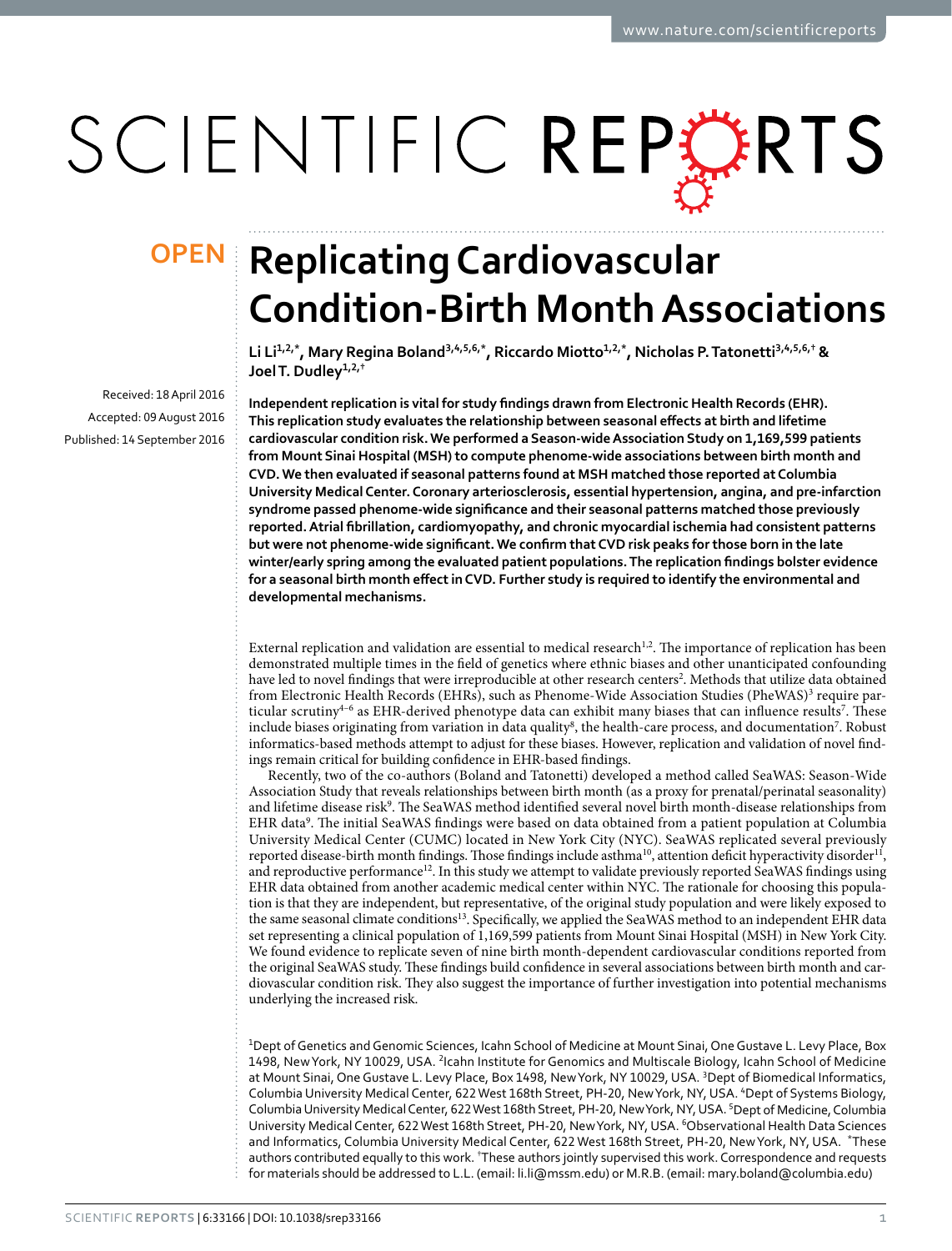# Replicating Cardiovascular Condition-Birth Month Associations

**OPEN**

**Li Li[1,2,*], Mary Regina Boland[3,4,5,6,*], Riccardo Miotto[1,2,*], Nicholas P. Tatonetti[3,4,5,6,†] & Joel T. Dudley[1,2,†]**

Received: 18 April 2016
Accepted: 09 August 2016
Published: 14 September 2016

**Independent replication is vital for study findings drawn from Electronic Health Records (EHR). This replication study evaluates the relationship between seasonal effects at birth and lifetime cardiovascular condition risk. We performed a Season-wide Association Study on 1,169,599 patients from Mount Sinai Hospital (MSH) to compute phenome-wide associations between birth month and CVD. We then evaluated if seasonal patterns found at MSH matched those reported at Columbia University Medical Center. Coronary arteriosclerosis, essential hypertension, angina, and pre-infarction syndrome passed phenome-wide significance and their seasonal patterns matched those previously reported. Atrial fibrillation, cardiomyopathy, and chronic myocardial ischemia had consistent patterns but were not phenome-wide significant. We confirm that CVD risk peaks for those born in the late winter/early spring among the evaluated patient populations. The replication findings bolster evidence for a seasonal birth month effect in CVD. Further study is required to identify the environmental and developmental mechanisms.**

External replication and validation are essential to medical research[1,2]. The importance of replication has been demonstrated multiple times in the field of genetics where ethnic biases and other unanticipated confounding have led to novel findings that were irreproducible at other research centers[2]. Methods that utilize data obtained from Electronic Health Records (EHRs), such as Phenome-Wide Association Studies (PheWAS)[3] require particular scrutiny[4–6] as EHR-derived phenotype data can exhibit many biases that can influence results[7]. These include biases originating from variation in data quality[8], the health-care process, and documentation[7]. Robust informatics-based methods attempt to adjust for these biases. However, replication and validation of novel findings remain critical for building confidence in EHR-based findings.

Recently, two of the co-authors (Boland and Tatonetti) developed a method called SeaWAS: Season-Wide Association Study that reveals relationships between birth month (as a proxy for prenatal/perinatal seasonality) and lifetime disease risk[9]. The SeaWAS method identified several novel birth month-disease relationships from EHR data[9]. The initial SeaWAS findings were based on data obtained from a patient population at Columbia University Medical Center (CUMC) located in New York City (NYC). SeaWAS replicated several previously reported disease-birth month findings. Those findings include asthma[10], attention deficit hyperactivity disorder[11], and reproductive performance[12]. In this study we attempt to validate previously reported SeaWAS findings using EHR data obtained from another academic medical center within NYC. The rationale for choosing this population is that they are independent, but representative, of the original study population and were likely exposed to the same seasonal climate conditions[13]. Specifically, we applied the SeaWAS method to an independent EHR data set representing a clinical population of 1,169,599 patients from Mount Sinai Hospital (MSH) in New York City. We found evidence to replicate seven of nine birth month-dependent cardiovascular conditions reported from the original SeaWAS study. These findings build confidence in several associations between birth month and cardiovascular condition risk. They also suggest the importance of further investigation into potential mechanisms underlying the increased risk.

[1]Dept of Genetics and Genomic Sciences, Icahn School of Medicine at Mount Sinai, One Gustave L. Levy Place, Box 1498, New York, NY 10029, USA. [2]Icahn Institute for Genomics and Multiscale Biology, Icahn School of Medicine at Mount Sinai, One Gustave L. Levy Place, Box 1498, New York, NY 10029, USA. [3]Dept of Biomedical Informatics, Columbia University Medical Center, 622 West 168th Street, PH-20, New York, NY, USA. [4]Dept of Systems Biology, Columbia University Medical Center, 622 West 168th Street, PH-20, New York, NY, USA. [5]Dept of Medicine, Columbia University Medical Center, 622 West 168th Street, PH-20, New York, NY, USA. [6]Observational Health Data Sciences and Informatics, Columbia University Medical Center, 622 West 168th Street, PH-20, New York, NY, USA. *These authors contributed equally to this work. †These authors jointly supervised this work. Correspondence and requests for materials should be addressed to L.L. (email: li.li@mssm.edu) or M.R.B. (email: mary.boland@columbia.edu)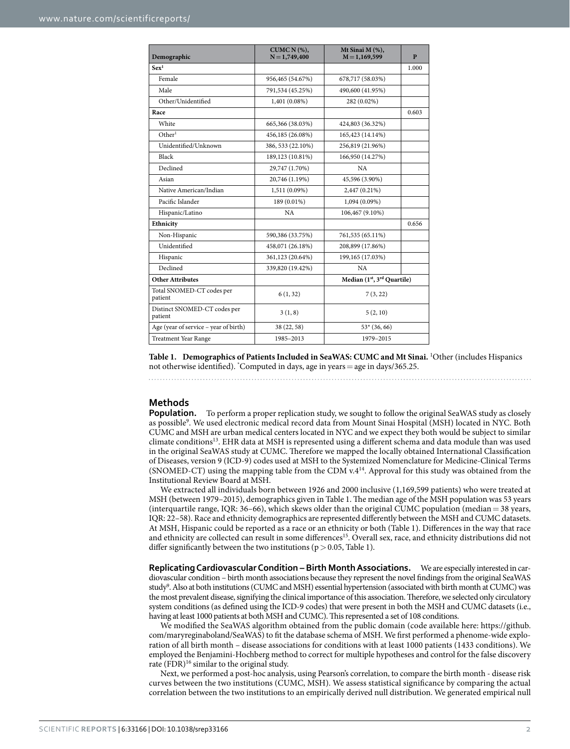| Demographic | CUMC N (%), N = 1,749,400 | Mt Sinai M (%), M = 1,169,599 | P |
|---|---|---|---|
| **Sex**[1] | | | 1.000 |
| Female | 956,465 (54.67%) | 678,717 (58.03%) | |
| Male | 791,534 (45.25%) | 490,600 (41.95%) | |
| Other/Unidentified | 1,401 (0.08%) | 282 (0.02%) | |
| **Race** | | | 0.603 |
| White | 665,366 (38.03%) | 424,803 (36.32%) | |
| Other[1] | 456,185 (26.08%) | 165,423 (14.14%) | |
| Unidentified/Unknown | 386, 533 (22.10%) | 256,819 (21.96%) | |
| Black | 189,123 (10.81%) | 166,950 (14.27%) | |
| Declined | 29,747 (1.70%) | NA | |
| Asian | 20,746 (1.19%) | 45,596 (3.90%) | |
| Native American/Indian | 1,511 (0.09%) | 2,447 (0.21%) | |
| Pacific Islander | 189 (0.01%) | 1,094 (0.09%) | |
| Hispanic/Latino | NA | 106,467 (9.10%) | |
| **Ethnicity** | | | 0.656 |
| Non-Hispanic | 590,386 (33.75%) | 761,535 (65.11%) | |
| Unidentified | 458,071 (26.18%) | 208,899 (17.86%) | |
| Hispanic | 361,123 (20.64%) | 199,165 (17.03%) | |
| Declined | 339,820 (19.42%) | NA | |
| **Other Attributes** | | **Median (1st, 3rd Quartile)** | |
| Total SNOMED-CT codes per patient | 6 (1, 32) | 7 (3, 22) | |
| Distinct SNOMED-CT codes per patient | 3 (1, 8) | 5 (2, 10) | |
| Age (year of service – year of birth) | 38 (22, 58) | 53* (36, 66) | |
| Treatment Year Range | 1985–2013 | 1979–2015 | |

**Table 1. Demographics of Patients Included in SeaWAS: CUMC and Mt Sinai.** [1]Other (includes Hispanics not otherwise identified). *Computed in days, age in years = age in days/365.25.

## Methods

**Population.** To perform a proper replication study, we sought to follow the original SeaWAS study as closely as possible[9]. We used electronic medical record data from Mount Sinai Hospital (MSH) located in NYC. Both CUMC and MSH are urban medical centers located in NYC and we expect they both would be subject to similar climate conditions[13]. EHR data at MSH is represented using a different schema and data module than was used in the original SeaWAS study at CUMC. Therefore we mapped the locally obtained International Classification of Diseases, version 9 (ICD-9) codes used at MSH to the Systemized Nomenclature for Medicine-Clinical Terms (SNOMED-CT) using the mapping table from the CDM v.4[14]. Approval for this study was obtained from the Institutional Review Board at MSH.

We extracted all individuals born between 1926 and 2000 inclusive (1,169,599 patients) who were treated at MSH (between 1979–2015), demographics given in Table 1. The median age of the MSH population was 53 years (interquartile range, IQR: 36–66), which skews older than the original CUMC population (median = 38 years, IQR: 22–58). Race and ethnicity demographics are represented differently between the MSH and CUMC datasets. At MSH, Hispanic could be reported as a race or an ethnicity or both (Table 1). Differences in the way that race and ethnicity are collected can result in some differences[15]. Overall sex, race, and ethnicity distributions did not differ significantly between the two institutions ($p > 0.05$, Table 1).

**Replicating Cardiovascular Condition – Birth Month Associations.** We are especially interested in cardiovascular condition – birth month associations because they represent the novel findings from the original SeaWAS study[9]. Also at both institutions (CUMC and MSH) essential hypertension (associated with birth month at CUMC) was the most prevalent disease, signifying the clinical importance of this association. Therefore, we selected only circulatory system conditions (as defined using the ICD-9 codes) that were present in both the MSH and CUMC datasets (i.e., having at least 1000 patients at both MSH and CUMC). This represented a set of 108 conditions.

We modified the SeaWAS algorithm obtained from the public domain (code available here: https://github.com/maryreginaboland/SeaWAS) to fit the database schema of MSH. We first performed a phenome-wide exploration of all birth month – disease associations for conditions with at least 1000 patients (1433 conditions). We employed the Benjamini-Hochberg method to correct for multiple hypotheses and control for the false discovery rate (FDR)[16] similar to the original study.

Next, we performed a post-hoc analysis, using Pearson's correlation, to compare the birth month - disease risk curves between the two institutions (CUMC, MSH). We assess statistical significance by comparing the actual correlation between the two institutions to an empirically derived null distribution. We generated empirical null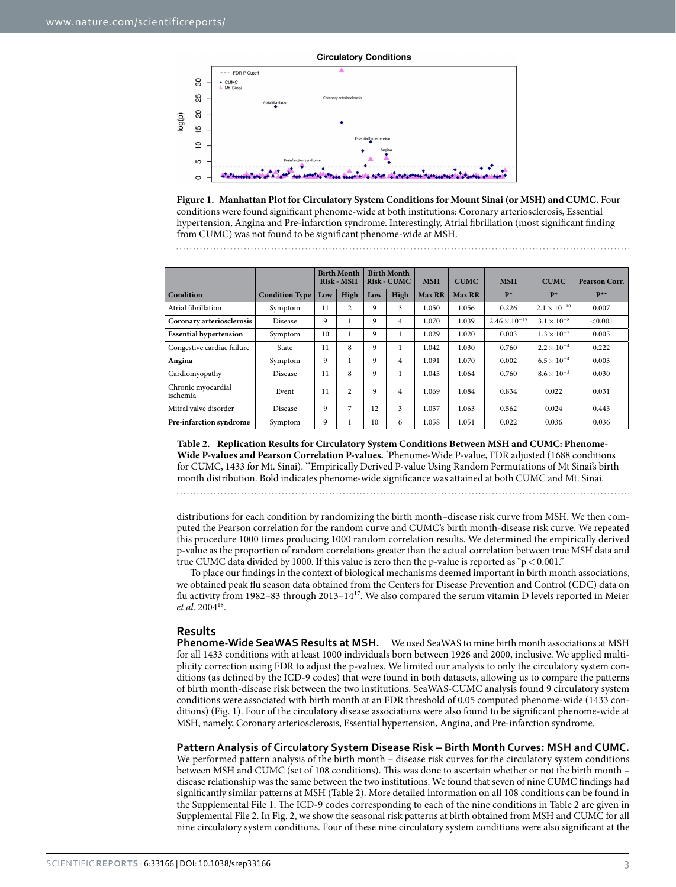**Figure 1. Manhattan Plot for Circulatory System Conditions for Mount Sinai (or MSH) and CUMC.** Four conditions were found significant phenome-wide at both institutions: Coronary arteriosclerosis, Essential hypertension, Angina and Pre-infarction syndrome. Interestingly, Atrial fibrillation (most significant finding from CUMC) was not found to be significant phenome-wide at MSH.

| | | Birth Month Risk - MSH | | Birth Month Risk - CUMC | | MSH | CUMC | MSH | CUMC | Pearson Corr. |
|---|---|---|---|---|---|---|---|---|---|---|
| Condition | Condition Type | Low | High | Low | High | Max RR | Max RR | P* | P* | P** |
| Atrial fibrillation | Symptom | 11 | 2 | 9 | 3 | 1.050 | 1.056 | 0.226 | $2.1 \times 10^{-10}$ | 0.007 |
| **Coronary arteriosclerosis** | Disease | 9 | 1 | 9 | 4 | 1.070 | 1.039 | $2.46 \times 10^{-15}$ | $3.1 \times 10^{-8}$ | <0.001 |
| **Essential hypertension** | Symptom | 10 | 1 | 9 | 1 | 1.029 | 1.020 | 0.003 | $1.3 \times 10^{-5}$ | 0.005 |
| Congestive cardiac failure | State | 11 | 8 | 9 | 1 | 1.042 | 1.030 | 0.760 | $2.2 \times 10^{-4}$ | 0.222 |
| **Angina** | Symptom | 9 | 1 | 9 | 4 | 1.091 | 1.070 | 0.002 | $6.5 \times 10^{-4}$ | 0.003 |
| Cardiomyopathy | Disease | 11 | 8 | 9 | 1 | 1.045 | 1.064 | 0.760 | $8.6 \times 10^{-3}$ | 0.030 |
| Chronic myocardial ischemia | Event | 11 | 2 | 9 | 4 | 1.069 | 1.084 | 0.834 | 0.022 | 0.031 |
| Mitral valve disorder | Disease | 9 | 7 | 12 | 3 | 1.057 | 1.063 | 0.562 | 0.024 | 0.445 |
| **Pre-infarction syndrome** | Symptom | 9 | 1 | 10 | 6 | 1.058 | 1.051 | 0.022 | 0.036 | 0.036 |

**Table 2. Replication Results for Circulatory System Conditions Between MSH and CUMC: Phenome-Wide P-values and Pearson Correlation P-values.** *Phenome-Wide P-value, FDR adjusted (1688 conditions for CUMC, 1433 for Mt. Sinai). **Empirically Derived P-value Using Random Permutations of Mt Sinai's birth month distribution. Bold indicates phenome-wide significance was attained at both CUMC and Mt. Sinai.

distributions for each condition by randomizing the birth month–disease risk curve from MSH. We then computed the Pearson correlation for the random curve and CUMC's birth month-disease risk curve. We repeated this procedure 1000 times producing 1000 random correlation results. We determined the empirically derived p-value as the proportion of random correlations greater than the actual correlation between true MSH data and true CUMC data divided by 1000. If this value is zero then the p-value is reported as "$p < 0.001$."

To place our findings in the context of biological mechanisms deemed important in birth month associations, we obtained peak flu season data obtained from the Centers for Disease Prevention and Control (CDC) data on flu activity from 1982–83 through 2013–14[17]. We also compared the serum vitamin D levels reported in Meier *et al.* 2004[18].

## Results

**Phenome-Wide SeaWAS Results at MSH.** We used SeaWAS to mine birth month associations at MSH for all 1433 conditions with at least 1000 individuals born between 1926 and 2000, inclusive. We applied multiplicity correction using FDR to adjust the p-values. We limited our analysis to only the circulatory system conditions (as defined by the ICD-9 codes) that were found in both datasets, allowing us to compare the patterns of birth month-disease risk between the two institutions. SeaWAS-CUMC analysis found 9 circulatory system conditions were associated with birth month at an FDR threshold of 0.05 computed phenome-wide (1433 conditions) (Fig. 1). Four of the circulatory disease associations were also found to be significant phenome-wide at MSH, namely, Coronary arteriosclerosis, Essential hypertension, Angina, and Pre-infarction syndrome.

**Pattern Analysis of Circulatory System Disease Risk – Birth Month Curves: MSH and CUMC.** We performed pattern analysis of the birth month – disease risk curves for the circulatory system conditions between MSH and CUMC (set of 108 conditions). This was done to ascertain whether or not the birth month – disease relationship was the same between the two institutions. We found that seven of nine CUMC findings had significantly similar patterns at MSH (Table 2). More detailed information on all 108 conditions can be found in the Supplemental File 1. The ICD-9 codes corresponding to each of the nine conditions in Table 2 are given in Supplemental File 2. In Fig. 2, we show the seasonal risk patterns at birth obtained from MSH and CUMC for all nine circulatory system conditions. Four of these nine circulatory system conditions were also significant at the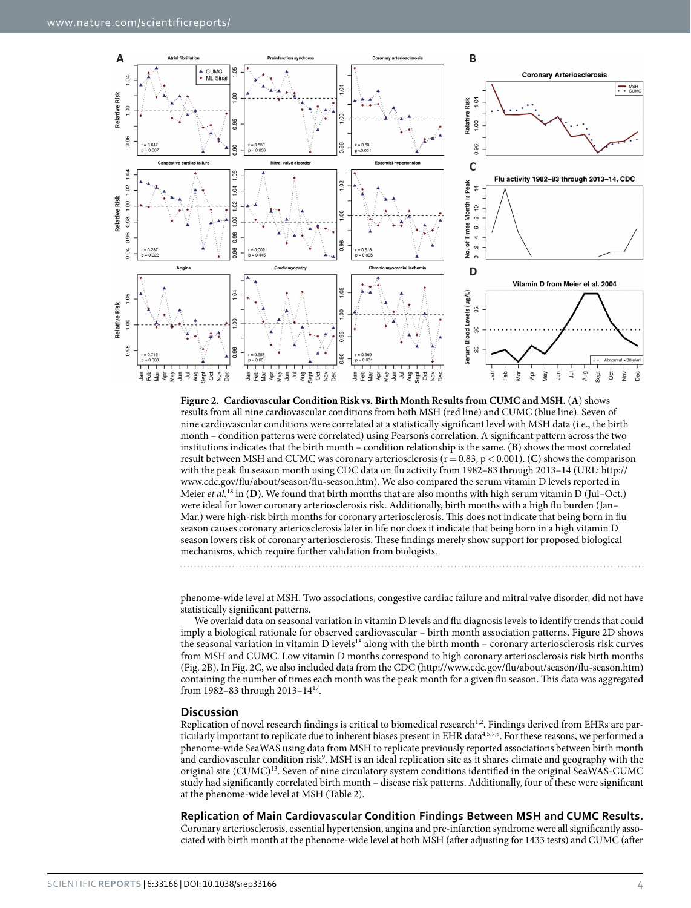**Figure 2. Cardiovascular Condition Risk vs. Birth Month Results from CUMC and MSH.** (**A**) shows results from all nine cardiovascular conditions from both MSH (red line) and CUMC (blue line). Seven of nine cardiovascular conditions were correlated at a statistically significant level with MSH data (i.e., the birth month – condition patterns were correlated) using Pearson's correlation. A significant pattern across the two institutions indicates that the birth month – condition relationship is the same. (**B**) shows the most correlated result between MSH and CUMC was coronary arteriosclerosis ($r = 0.83$, $p < 0.001$). (**C**) shows the comparison with the peak flu season month using CDC data on flu activity from 1982–83 through 2013–14 (URL: http://www.cdc.gov/flu/about/season/flu-season.htm). We also compared the serum vitamin D levels reported in Meier *et al.*[18] in (**D**). We found that birth months that are also months with high serum vitamin D (Jul–Oct.) were ideal for lower coronary arteriosclerosis risk. Additionally, birth months with a high flu burden (Jan–Mar.) were high-risk birth months for coronary arteriosclerosis. This does not indicate that being born in flu season causes coronary arteriosclerosis later in life nor does it indicate that being born in a high vitamin D season lowers risk of coronary arteriosclerosis. These findings merely show support for proposed biological mechanisms, which require further validation from biologists.

phenome-wide level at MSH. Two associations, congestive cardiac failure and mitral valve disorder, did not have statistically significant patterns.

We overlaid data on seasonal variation in vitamin D levels and flu diagnosis levels to identify trends that could imply a biological rationale for observed cardiovascular – birth month association patterns. Figure 2D shows the seasonal variation in vitamin D levels[18] along with the birth month – coronary arteriosclerosis risk curves from MSH and CUMC. Low vitamin D months correspond to high coronary arteriosclerosis risk birth months (Fig. 2B). In Fig. 2C, we also included data from the CDC (http://www.cdc.gov/flu/about/season/flu-season.htm) containing the number of times each month was the peak month for a given flu season. This data was aggregated from 1982–83 through 2013–14[17].

## Discussion

Replication of novel research findings is critical to biomedical research[1,2]. Findings derived from EHRs are particularly important to replicate due to inherent biases present in EHR data[4,5,7,8]. For these reasons, we performed a phenome-wide SeaWAS using data from MSH to replicate previously reported associations between birth month and cardiovascular condition risk[9]. MSH is an ideal replication site as it shares climate and geography with the original site (CUMC)[13]. Seven of nine circulatory system conditions identified in the original SeaWAS-CUMC study had significantly correlated birth month – disease risk patterns. Additionally, four of these were significant at the phenome-wide level at MSH (Table 2).

### Replication of Main Cardiovascular Condition Findings Between MSH and CUMC Results.

Coronary arteriosclerosis, essential hypertension, angina and pre-infarction syndrome were all significantly associated with birth month at the phenome-wide level at both MSH (after adjusting for 1433 tests) and CUMC (after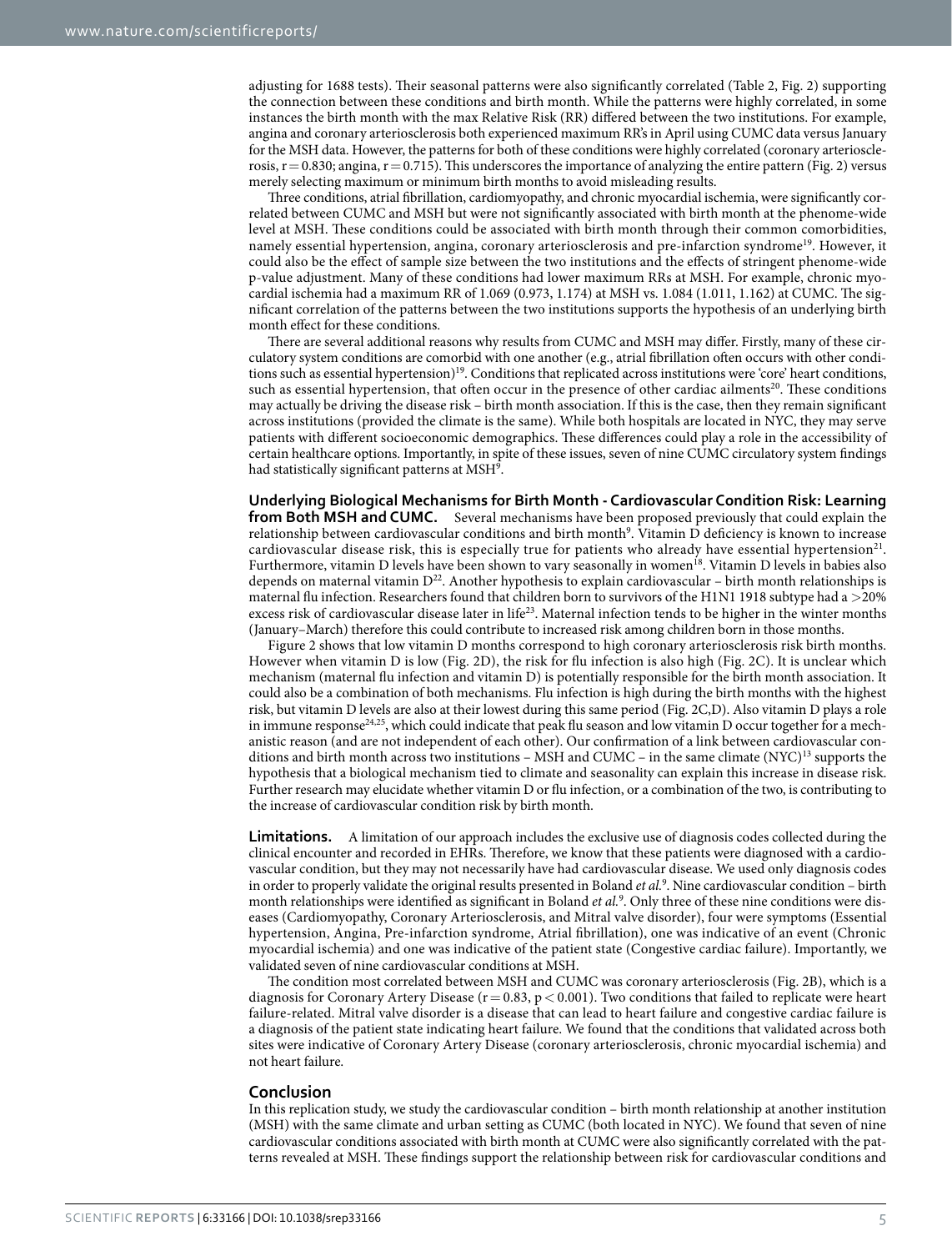adjusting for 1688 tests). Their seasonal patterns were also significantly correlated (Table 2, Fig. 2) supporting the connection between these conditions and birth month. While the patterns were highly correlated, in some instances the birth month with the max Relative Risk (RR) differed between the two institutions. For example, angina and coronary arteriosclerosis both experienced maximum RR's in April using CUMC data versus January for the MSH data. However, the patterns for both of these conditions were highly correlated (coronary arteriosclerosis, $r = 0.830$; angina, $r = 0.715$). This underscores the importance of analyzing the entire pattern (Fig. 2) versus merely selecting maximum or minimum birth months to avoid misleading results.

Three conditions, atrial fibrillation, cardiomyopathy, and chronic myocardial ischemia, were significantly correlated between CUMC and MSH but were not significantly associated with birth month at the phenome-wide level at MSH. These conditions could be associated with birth month through their common comorbidities, namely essential hypertension, angina, coronary arteriosclerosis and pre-infarction syndrome[19]. However, it could also be the effect of sample size between the two institutions and the effects of stringent phenome-wide p-value adjustment. Many of these conditions had lower maximum RRs at MSH. For example, chronic myocardial ischemia had a maximum RR of 1.069 (0.973, 1.174) at MSH vs. 1.084 (1.011, 1.162) at CUMC. The significant correlation of the patterns between the two institutions supports the hypothesis of an underlying birth month effect for these conditions.

There are several additional reasons why results from CUMC and MSH may differ. Firstly, many of these circulatory system conditions are comorbid with one another (e.g., atrial fibrillation often occurs with other conditions such as essential hypertension)[19]. Conditions that replicated across institutions were 'core' heart conditions, such as essential hypertension, that often occur in the presence of other cardiac ailments[20]. These conditions may actually be driving the disease risk – birth month association. If this is the case, then they remain significant across institutions (provided the climate is the same). While both hospitals are located in NYC, they may serve patients with different socioeconomic demographics. These differences could play a role in the accessibility of certain healthcare options. Importantly, in spite of these issues, seven of nine CUMC circulatory system findings had statistically significant patterns at MSH[9].

**Underlying Biological Mechanisms for Birth Month - Cardiovascular Condition Risk: Learning from Both MSH and CUMC.** Several mechanisms have been proposed previously that could explain the relationship between cardiovascular conditions and birth month[9]. Vitamin D deficiency is known to increase cardiovascular disease risk, this is especially true for patients who already have essential hypertension[21]. Furthermore, vitamin D levels have been shown to vary seasonally in women[18]. Vitamin D levels in babies also depends on maternal vitamin D[22]. Another hypothesis to explain cardiovascular – birth month relationships is maternal flu infection. Researchers found that children born to survivors of the H1N1 1918 subtype had a >20% excess risk of cardiovascular disease later in life[23]. Maternal infection tends to be higher in the winter months (January–March) therefore this could contribute to increased risk among children born in those months.

Figure 2 shows that low vitamin D months correspond to high coronary arteriosclerosis risk birth months. However when vitamin D is low (Fig. 2D), the risk for flu infection is also high (Fig. 2C). It is unclear which mechanism (maternal flu infection and vitamin D) is potentially responsible for the birth month association. It could also be a combination of both mechanisms. Flu infection is high during the birth months with the highest risk, but vitamin D levels are also at their lowest during this same period (Fig. 2C,D). Also vitamin D plays a role in immune response[24,25], which could indicate that peak flu season and low vitamin D occur together for a mechanistic reason (and are not independent of each other). Our confirmation of a link between cardiovascular conditions and birth month across two institutions – MSH and CUMC – in the same climate (NYC)[13] supports the hypothesis that a biological mechanism tied to climate and seasonality can explain this increase in disease risk. Further research may elucidate whether vitamin D or flu infection, or a combination of the two, is contributing to the increase of cardiovascular condition risk by birth month.

**Limitations.** A limitation of our approach includes the exclusive use of diagnosis codes collected during the clinical encounter and recorded in EHRs. Therefore, we know that these patients were diagnosed with a cardiovascular condition, but they may not necessarily have had cardiovascular disease. We used only diagnosis codes in order to properly validate the original results presented in Boland *et al.*[9]. Nine cardiovascular condition – birth month relationships were identified as significant in Boland *et al.*[9]. Only three of these nine conditions were diseases (Cardiomyopathy, Coronary Arteriosclerosis, and Mitral valve disorder), four were symptoms (Essential hypertension, Angina, Pre-infarction syndrome, Atrial fibrillation), one was indicative of an event (Chronic myocardial ischemia) and one was indicative of the patient state (Congestive cardiac failure). Importantly, we validated seven of nine cardiovascular conditions at MSH.

The condition most correlated between MSH and CUMC was coronary arteriosclerosis (Fig. 2B), which is a diagnosis for Coronary Artery Disease ($r = 0.83$, $p < 0.001$). Two conditions that failed to replicate were heart failure-related. Mitral valve disorder is a disease that can lead to heart failure and congestive cardiac failure is a diagnosis of the patient state indicating heart failure. We found that the conditions that validated across both sites were indicative of Coronary Artery Disease (coronary arteriosclerosis, chronic myocardial ischemia) and not heart failure.

## Conclusion

In this replication study, we study the cardiovascular condition – birth month relationship at another institution (MSH) with the same climate and urban setting as CUMC (both located in NYC). We found that seven of nine cardiovascular conditions associated with birth month at CUMC were also significantly correlated with the patterns revealed at MSH. These findings support the relationship between risk for cardiovascular conditions and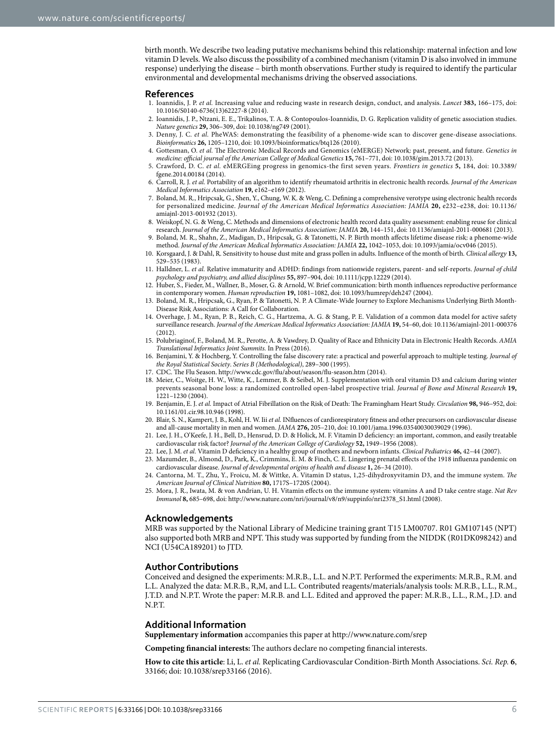birth month. We describe two leading putative mechanisms behind this relationship: maternal infection and low vitamin D levels. We also discuss the possibility of a combined mechanism (vitamin D is also involved in immune response) underlying the disease – birth month observations. Further study is required to identify the particular environmental and developmental mechanisms driving the observed associations.

## References

1. Ioannidis, J. P. *et al.* Increasing value and reducing waste in research design, conduct, and analysis. *Lancet* **383,** 166–175, doi: 10.1016/S0140-6736(13)62227-8 (2014).
2. Ioannidis, J. P., Ntzani, E. E., Trikalinos, T. A. & Contopoulos-Ioannidis, D. G. Replication validity of genetic association studies. *Nature genetics* **29,** 306–309, doi: 10.1038/ng749 (2001).
3. Denny, J. C. *et al.* PheWAS: demonstrating the feasibility of a phenome-wide scan to discover gene-disease associations. *Bioinformatics* **26,** 1205–1210, doi: 10.1093/bioinformatics/btq126 (2010).
4. Gottesman, O. *et al.* The Electronic Medical Records and Genomics (eMERGE) Network: past, present, and future. *Genetics in medicine: official journal of the American College of Medical Genetics* **15,** 761–771, doi: 10.1038/gim.2013.72 (2013).
5. Crawford, D. C. *et al.* eMERGEing progress in genomics-the first seven years. *Frontiers in genetics* **5,** 184, doi: 10.3389/fgene.2014.00184 (2014).
6. Carroll, R. J. *et al.* Portability of an algorithm to identify rheumatoid arthritis in electronic health records. *Journal of the American Medical Informatics Association* **19,** e162–e169 (2012).
7. Boland, M. R., Hripcsak, G., Shen, Y., Chung, W. K. & Weng, C. Defining a comprehensive verotype using electronic health records for personalized medicine. *Journal of the American Medical Informatics Association: JAMIA* **20,** e232–e238, doi: 10.1136/amiajnl-2013-001932 (2013).
8. Weiskopf, N. G. & Weng, C. Methods and dimensions of electronic health record data quality assessment: enabling reuse for clinical research. *Journal of the American Medical Informatics Association: JAMIA* **20,** 144–151, doi: 10.1136/amiajnl-2011-000681 (2013).
9. Boland, M. R., Shahn, Z., Madigan, D., Hripcsak, G. & Tatonetti, N. P. Birth month affects lifetime disease risk: a phenome-wide method. *Journal of the American Medical Informatics Association: JAMIA* **22,** 1042–1053, doi: 10.1093/jamia/ocv046 (2015).
10. Korsgaard, J. & Dahl, R. Sensitivity to house dust mite and grass pollen in adults. Influence of the month of birth. *Clinical allergy* **13,** 529–535 (1983).
11. Halldner, L. *et al.* Relative immaturity and ADHD: findings from nationwide registers, parent- and self-reports. *Journal of child psychology and psychiatry, and allied disciplines* **55,** 897–904, doi: 10.1111/jcpp.12229 (2014).
12. Huber, S., Fieder, M., Wallner, B., Moser, G. & Arnold, W. Brief communication: birth month influences reproductive performance in contemporary women. *Human reproduction* **19,** 1081–1082, doi: 10.1093/humrep/deh247 (2004).
13. Boland, M. R., Hripcsak, G., Ryan, P. & Tatonetti, N. P. A Climate-Wide Journey to Explore Mechanisms Underlying Birth Month-Disease Risk Associations: A Call for Collaboration.
14. Overhage, J. M., Ryan, P. B., Reich, C. G., Hartzema, A. G. & Stang, P. E. Validation of a common data model for active safety surveillance research. *Journal of the American Medical Informatics Association: JAMIA* **19,** 54–60, doi: 10.1136/amiajnl-2011-000376 (2012).
15. Polubriaginof, F., Boland, M. R., Perotte, A. & Vawdrey, D. Quality of Race and Ethnicity Data in Electronic Health Records. *AMIA Translational Informatics Joint Summits.* In Press (2016).
16. Benjamini, Y. & Hochberg, Y. Controlling the false discovery rate: a practical and powerful approach to multiple testing. *Journal of the Royal Statistical Society*. *Series B (Methodological)*, 289–300 (1995).
17. CDC. The Flu Season. http://www.cdc.gov/flu/about/season/flu-season.htm (2014).
18. Meier, C., Woitge, H. W., Witte, K., Lemmer, B. & Seibel, M. J. Supplementation with oral vitamin D3 and calcium during winter prevents seasonal bone loss: a randomized controlled open-label prospective trial. *Journal of Bone and Mineral Research* **19,** 1221–1230 (2004).
19. Benjamin, E. J. *et al.* Impact of Atrial Fibrillation on the Risk of Death: The Framingham Heart Study. *Circulation* **98,** 946–952, doi: 10.1161/01.cir.98.10.946 (1998).
20. Blair, S. N., Kampert, J. B., Kohl, H. W. Iii *et al.* INfluences of cardiorespiratory fitness and other precursors on cardiovascular disease and all-cause mortality in men and women. *JAMA* **276,** 205–210, doi: 10.1001/jama.1996.03540030039029 (1996).
21. Lee, J. H., O'Keefe, J. H., Bell, D., Hensrud, D. D. & Holick, M. F. Vitamin D deficiency: an important, common, and easily treatable cardiovascular risk factor? *Journal of the American College of Cardiology* **52,** 1949–1956 (2008).
22. Lee, J. M. *et al.* Vitamin D deficiency in a healthy group of mothers and newborn infants. *Clinical Pediatrics* **46,** 42–44 (2007).
23. Mazumder, B., Almond, D., Park, K., Crimmins, E. M. & Finch, C. E. Lingering prenatal effects of the 1918 influenza pandemic on cardiovascular disease. *Journal of developmental origins of health and disease* **1,** 26–34 (2010).
24. Cantorna, M. T., Zhu, Y., Froicu, M. & Wittke, A. Vitamin D status, 1,25-dihydroxyvitamin D3, and the immune system. *The American Journal of Clinical Nutrition* **80,** 1717S–1720S (2004).
25. Mora, J. R., Iwata, M. & von Andrian, U. H. Vitamin effects on the immune system: vitamins A and D take centre stage. *Nat Rev Immunol* **8,** 685–698, doi: http://www.nature.com/nri/journal/v8/n9/suppinfo/nri2378_S1.html (2008).

## Acknowledgements

MRB was supported by the National Library of Medicine training grant T15 LM00707. R01 GM107145 (NPT) also supported both MRB and NPT. This study was supported by funding from the NIDDK (R01DK098242) and NCI (U54CA189201) to JTD.

## Author Contributions

Conceived and designed the experiments: M.R.B., L.L. and N.P.T. Performed the experiments: M.R.B., R.M. and L.L. Analyzed the data: M.R.B., R,M, and L.L. Contributed reagents/materials/analysis tools: M.R.B., L.L., R.M., J.T.D. and N.P.T. Wrote the paper: M.R.B. and L.L. Edited and approved the paper: M.R.B., L.L., R.M., J.D. and N.P.T.

## Additional Information

**Supplementary information** accompanies this paper at http://www.nature.com/srep

**Competing financial interests:** The authors declare no competing financial interests.

**How to cite this article**: Li, L. *et al.* Replicating Cardiovascular Condition-Birth Month Associations. *Sci. Rep.* **6**, 33166; doi: 10.1038/srep33166 (2016).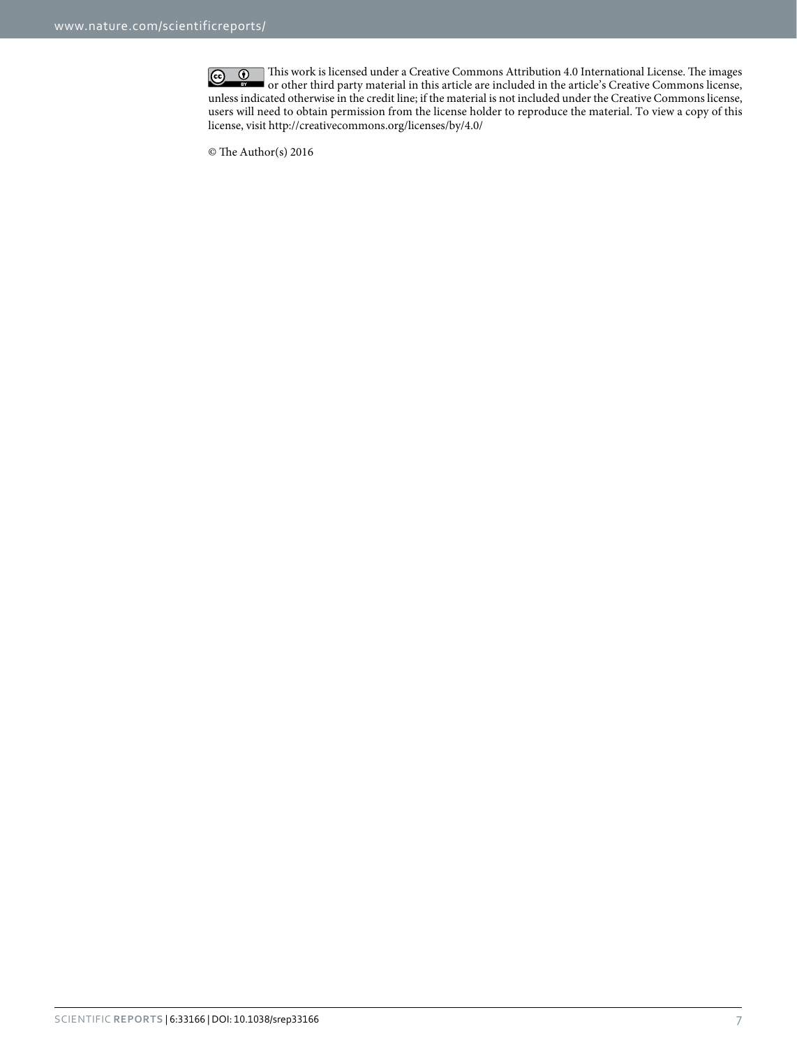This work is licensed under a Creative Commons Attribution 4.0 International License. The images or other third party material in this article are included in the article's Creative Commons license, unless indicated otherwise in the credit line; if the material is not included under the Creative Commons license, users will need to obtain permission from the license holder to reproduce the material. To view a copy of this license, visit http://creativecommons.org/licenses/by/4.0/

© The Author(s) 2016